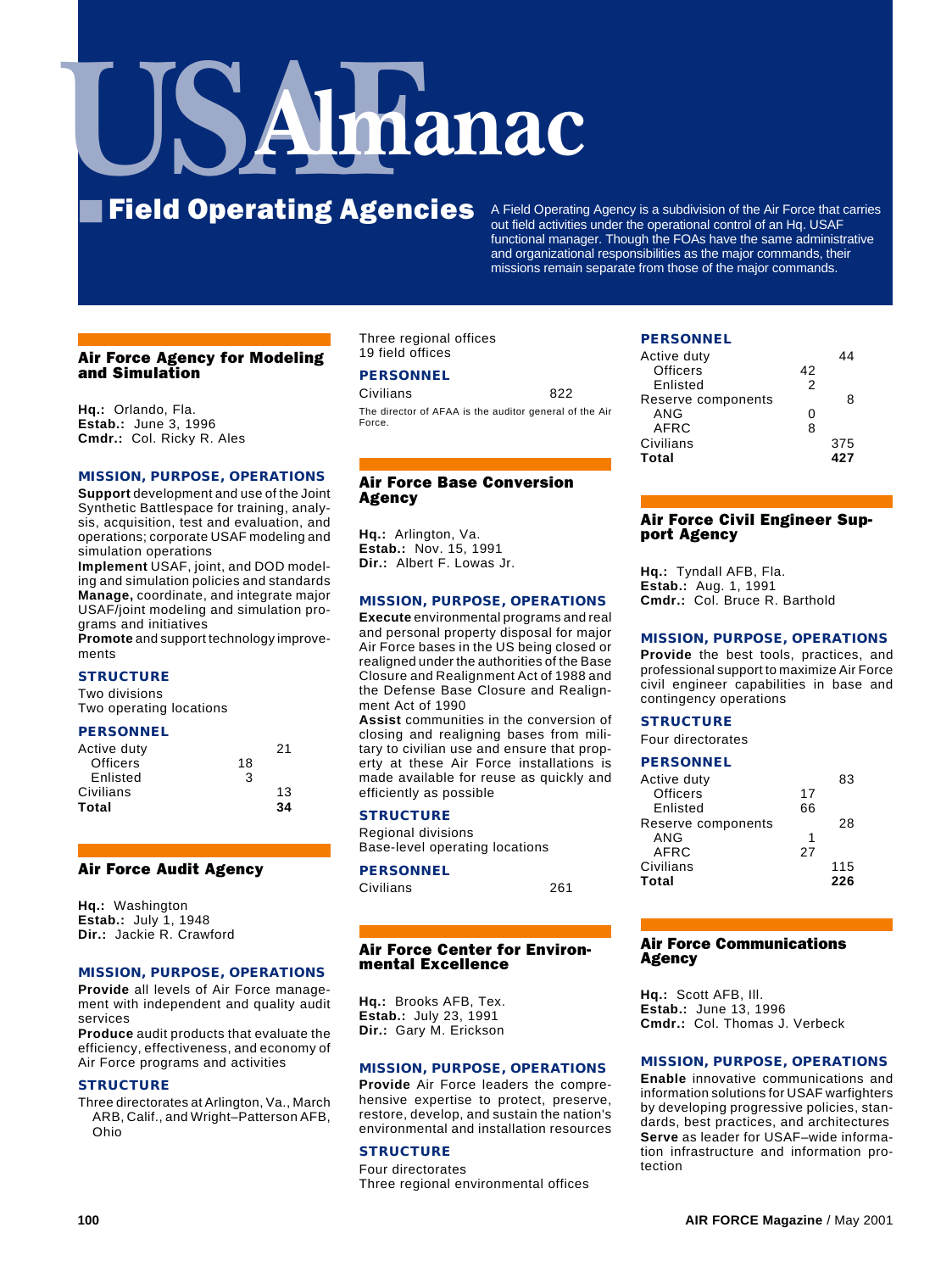# USAF Almanac

## Field Operating Agencies

A Field Operating Agency is a subdivision of the Air Force that carries out field activities under the operational control of an Hq. USAF functional manager. Though the FOAs have the same administrative and organizational responsibilities as the major commands, their missions remain separate from those of the major commands.

### Air Force Agency for Modeling and Simulation

**Hq.:** Orlando, Fla.
**Estab.:** June 3, 1996
**Cmdr.:** Col. Ricky R. Ales

**MISSION, PURPOSE, OPERATIONS**

**Support** development and use of the Joint Synthetic Battlespace for training, analysis, acquisition, test and evaluation, and operations; corporate USAF modeling and simulation operations
**Implement** USAF, joint, and DOD modeling and simulation policies and standards
**Manage,** coordinate, and integrate major USAF/joint modeling and simulation programs and initiatives
**Promote** and support technology improvements

**STRUCTURE**

Two divisions
Two operating locations

**PERSONNEL**

| | | |
|---|---|---|
| Active duty | | 21 |
| Officers | 18 | |
| Enlisted | 3 | |
| Civilians | | 13 |
| **Total** | | **34** |

### Air Force Audit Agency

**Hq.:** Washington
**Estab.:** July 1, 1948
**Dir.:** Jackie R. Crawford

**MISSION, PURPOSE, OPERATIONS**

**Provide** all levels of Air Force management with independent and quality audit services
**Produce** audit products that evaluate the efficiency, effectiveness, and economy of Air Force programs and activities

**STRUCTURE**

Three directorates at Arlington, Va., March ARB, Calif., and Wright–Patterson AFB, Ohio
Three regional offices
19 field offices

**PERSONNEL**

| | |
|---|---|
| Civilians | 822 |

The director of AFAA is the auditor general of the Air Force.

### Air Force Base Conversion Agency

**Hq.:** Arlington, Va.
**Estab.:** Nov. 15, 1991
**Dir.:** Albert F. Lowas Jr.

**MISSION, PURPOSE, OPERATIONS**

**Execute** environmental programs and real and personal property disposal for major Air Force bases in the US being closed or realigned under the authorities of the Base Closure and Realignment Act of 1988 and the Defense Base Closure and Realignment Act of 1990
**Assist** communities in the conversion of closing and realigning bases from military to civilian use and ensure that property at these Air Force installations is made available for reuse as quickly and efficiently as possible

**STRUCTURE**

Regional divisions
Base-level operating locations

**PERSONNEL**

| | |
|---|---|
| Civilians | 261 |

### Air Force Center for Environmental Excellence

**Hq.:** Brooks AFB, Tex.
**Estab.:** July 23, 1991
**Dir.:** Gary M. Erickson

**MISSION, PURPOSE, OPERATIONS**

**Provide** Air Force leaders the comprehensive expertise to protect, preserve, restore, develop, and sustain the nation's environmental and installation resources

**STRUCTURE**

Four directorates
Three regional environmental offices

**PERSONNEL**

| | | |
|---|---|---|
| Active duty | | 44 |
| Officers | 42 | |
| Enlisted | 2 | |
| Reserve components | | 8 |
| ANG | 0 | |
| AFRC | 8 | |
| Civilians | | 375 |
| **Total** | | **427** |

### Air Force Civil Engineer Support Agency

**Hq.:** Tyndall AFB, Fla.
**Estab.:** Aug. 1, 1991
**Cmdr.:** Col. Bruce R. Barthold

**MISSION, PURPOSE, OPERATIONS**

**Provide** the best tools, practices, and professional support to maximize Air Force civil engineer capabilities in base and contingency operations

**STRUCTURE**

Four directorates

**PERSONNEL**

| | | |
|---|---|---|
| Active duty | | 83 |
| Officers | 17 | |
| Enlisted | 66 | |
| Reserve components | | 28 |
| ANG | 1 | |
| AFRC | 27 | |
| Civilians | | 115 |
| **Total** | | **226** |

### Air Force Communications Agency

**Hq.:** Scott AFB, Ill.
**Estab.:** June 13, 1996
**Cmdr.:** Col. Thomas J. Verbeck

**MISSION, PURPOSE, OPERATIONS**

**Enable** innovative communications and information solutions for USAF warfighters by developing progressive policies, standards, best practices, and architectures
**Serve** as leader for USAF–wide information infrastructure and information protection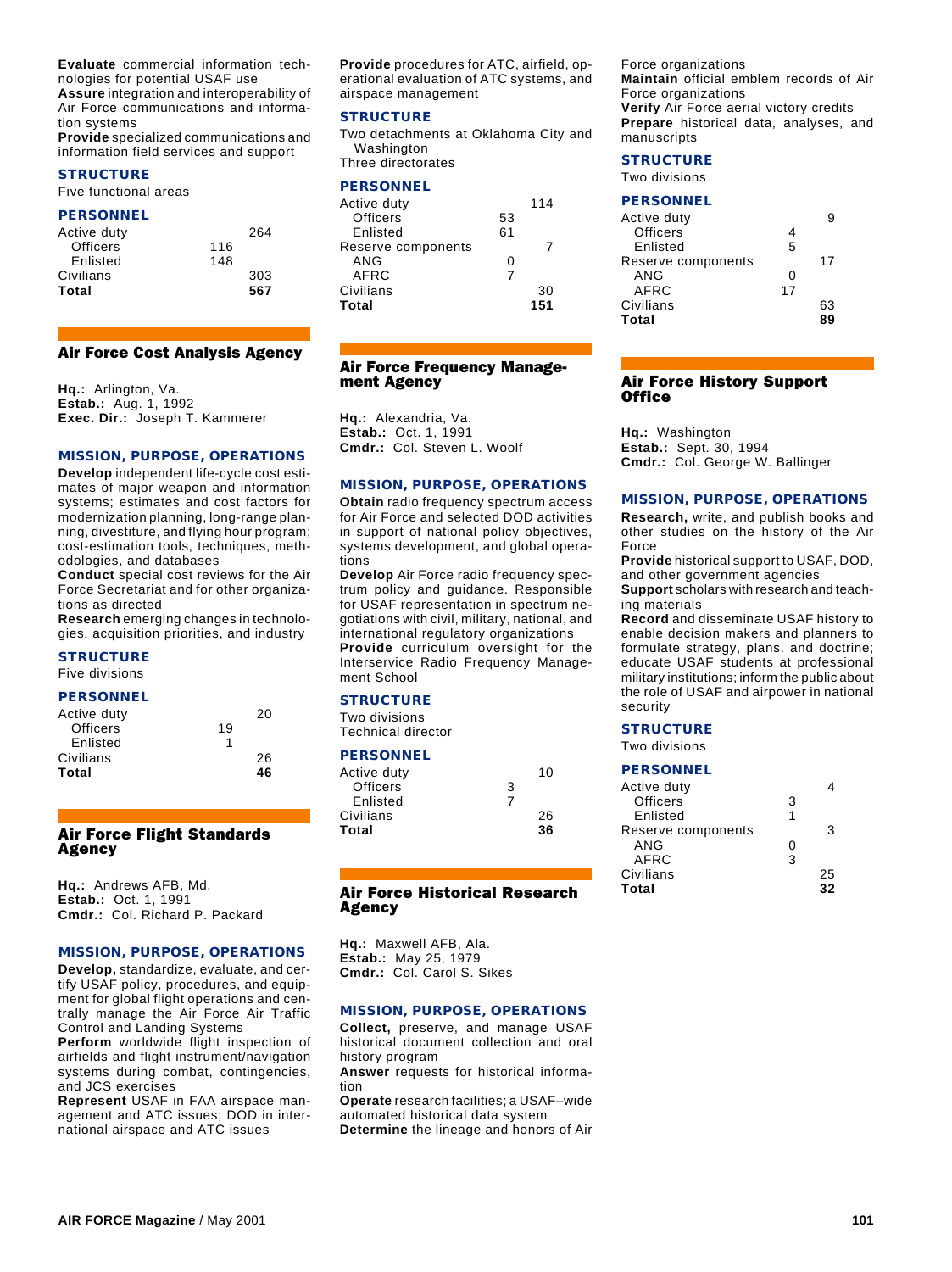**Evaluate** commercial information technologies for potential USAF use
**Assure** integration and interoperability of Air Force communications and information systems
**Provide** specialized communications and information field services and support

### STRUCTURE

Five functional areas

### PERSONNEL

| | | |
|---|---|---|
| Active duty | | 264 |
| Officers | 116 | |
| Enlisted | 148 | |
| Civilians | | 303 |
| **Total** | | **567** |

## Air Force Cost Analysis Agency

**Hq.:** Arlington, Va.
**Estab.:** Aug. 1, 1992
**Exec. Dir.:** Joseph T. Kammerer

### MISSION, PURPOSE, OPERATIONS

**Develop** independent life-cycle cost estimates of major weapon and information systems; estimates and cost factors for modernization planning, long-range planning, divestiture, and flying hour program; cost-estimation tools, techniques, methodologies, and databases
**Conduct** special cost reviews for the Air Force Secretariat and for other organizations as directed
**Research** emerging changes in technologies, acquisition priorities, and industry

### STRUCTURE

Five divisions

### PERSONNEL

| | | |
|---|---|---|
| Active duty | | 20 |
| Officers | 19 | |
| Enlisted | 1 | |
| Civilians | | 26 |
| **Total** | | **46** |

## Air Force Flight Standards Agency

**Hq.:** Andrews AFB, Md.
**Estab.:** Oct. 1, 1991
**Cmdr.:** Col. Richard P. Packard

### MISSION, PURPOSE, OPERATIONS

**Develop,** standardize, evaluate, and certify USAF policy, procedures, and equipment for global flight operations and centrally manage the Air Force Air Traffic Control and Landing Systems
**Perform** worldwide flight inspection of airfields and flight instrument/navigation systems during combat, contingencies, and JCS exercises
**Represent** USAF in FAA airspace management and ATC issues; DOD in international airspace and ATC issues
**Provide** procedures for ATC, airfield, operational evaluation of ATC systems, and airspace management

### STRUCTURE

Two detachments at Oklahoma City and Washington
Three directorates

### PERSONNEL

| | | |
|---|---|---|
| Active duty | | 114 |
| Officers | 53 | |
| Enlisted | 61 | |
| Reserve components | | 7 |
| ANG | 0 | |
| AFRC | 7 | |
| Civilians | | 30 |
| **Total** | | **151** |

## Air Force Frequency Management Agency

**Hq.:** Alexandria, Va.
**Estab.:** Oct. 1, 1991
**Cmdr.:** Col. Steven L. Woolf

### MISSION, PURPOSE, OPERATIONS

**Obtain** radio frequency spectrum access for Air Force and selected DOD activities in support of national policy objectives, systems development, and global operations
**Develop** Air Force radio frequency spectrum policy and guidance. Responsible for USAF representation in spectrum negotiations with civil, military, national, and international regulatory organizations
**Provide** curriculum oversight for the Interservice Radio Frequency Management School

### STRUCTURE

Two divisions
Technical director

### PERSONNEL

| | | |
|---|---|---|
| Active duty | | 10 |
| Officers | 3 | |
| Enlisted | 7 | |
| Civilians | | 26 |
| **Total** | | **36** |

## Air Force Historical Research Agency

**Hq.:** Maxwell AFB, Ala.
**Estab.:** May 25, 1979
**Cmdr.:** Col. Carol S. Sikes

### MISSION, PURPOSE, OPERATIONS

**Collect,** preserve, and manage USAF historical document collection and oral history program
**Answer** requests for historical information
**Operate** research facilities; a USAF–wide automated historical data system
**Determine** the lineage and honors of Air Force organizations
**Maintain** official emblem records of Air Force organizations
**Verify** Air Force aerial victory credits
**Prepare** historical data, analyses, and manuscripts

### STRUCTURE

Two divisions

### PERSONNEL

| | | |
|---|---|---|
| Active duty | | 9 |
| Officers | 4 | |
| Enlisted | 5 | |
| Reserve components | | 17 |
| ANG | 0 | |
| AFRC | 17 | |
| Civilians | | 63 |
| **Total** | | **89** |

## Air Force History Support Office

**Hq.:** Washington
**Estab.:** Sept. 30, 1994
**Cmdr.:** Col. George W. Ballinger

### MISSION, PURPOSE, OPERATIONS

**Research,** write, and publish books and other studies on the history of the Air Force
**Provide** historical support to USAF, DOD, and other government agencies
**Support** scholars with research and teaching materials
**Record** and disseminate USAF history to enable decision makers and planners to formulate strategy, plans, and doctrine; educate USAF students at professional military institutions; inform the public about the role of USAF and airpower in national security

### STRUCTURE

Two divisions

### PERSONNEL

| | | |
|---|---|---|
| Active duty | | 4 |
| Officers | 3 | |
| Enlisted | 1 | |
| Reserve components | | 3 |
| ANG | 0 | |
| AFRC | 3 | |
| Civilians | | 25 |
| **Total** | | **32** |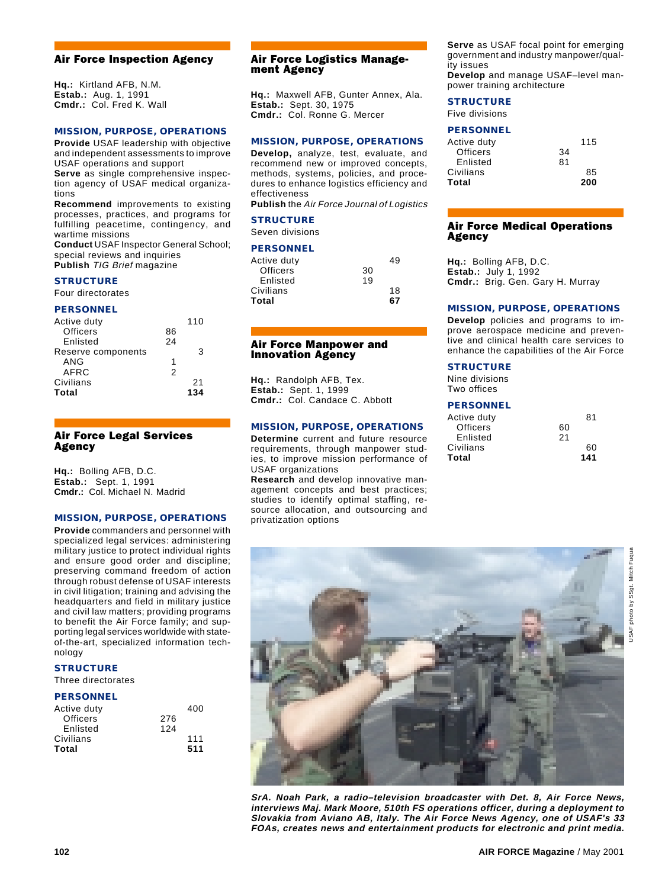## Air Force Inspection Agency

**Hq.:** Kirtland AFB, N.M.
**Estab.:** Aug. 1, 1991
**Cmdr.:** Col. Fred K. Wall

### MISSION, PURPOSE, OPERATIONS

**Provide** USAF leadership with objective and independent assessments to improve USAF operations and support
**Serve** as single comprehensive inspection agency of USAF medical organizations
**Recommend** improvements to existing processes, practices, and programs for fulfilling peacetime, contingency, and wartime missions
**Conduct** USAF Inspector General School; special reviews and inquiries
**Publish** *TIG Brief* magazine

### STRUCTURE

Four directorates

### PERSONNEL

| | | |
|---|---|---|
| Active duty | | 110 |
| Officers | 86 | |
| Enlisted | 24 | |
| Reserve components | | 3 |
| ANG | 1 | |
| AFRC | 2 | |
| Civilians | | 21 |
| **Total** | | **134** |

## Air Force Legal Services Agency

**Hq.:** Bolling AFB, D.C.
**Estab.:** Sept. 1, 1991
**Cmdr.:** Col. Michael N. Madrid

### MISSION, PURPOSE, OPERATIONS

**Provide** commanders and personnel with specialized legal services: administering military justice to protect individual rights and ensure good order and discipline; preserving command freedom of action through robust defense of USAF interests in civil litigation; training and advising the headquarters and field in military justice and civil law matters; providing programs to benefit the Air Force family; and supporting legal services worldwide with state-of-the-art, specialized information technology

### STRUCTURE

Three directorates

### PERSONNEL

| | | |
|---|---|---|
| Active duty | | 400 |
| Officers | 276 | |
| Enlisted | 124 | |
| Civilians | | 111 |
| **Total** | | **511** |

## Air Force Logistics Management Agency

**Hq.:** Maxwell AFB, Gunter Annex, Ala.
**Estab.:** Sept. 30, 1975
**Cmdr.:** Col. Ronne G. Mercer

### MISSION, PURPOSE, OPERATIONS

**Develop,** analyze, test, evaluate, and recommend new or improved concepts, methods, systems, policies, and procedures to enhance logistics efficiency and effectiveness
**Publish** the *Air Force Journal of Logistics*

### STRUCTURE

Seven divisions

### PERSONNEL

| | | |
|---|---|---|
| Active duty | | 49 |
| Officers | 30 | |
| Enlisted | 19 | |
| Civilians | | 18 |
| **Total** | | **67** |

## Air Force Manpower and Innovation Agency

**Hq.:** Randolph AFB, Tex.
**Estab.:** Sept. 1, 1999
**Cmdr.:** Col. Candace C. Abbott

### MISSION, PURPOSE, OPERATIONS

**Determine** current and future resource requirements, through manpower studies, to improve mission performance of USAF organizations
**Research** and develop innovative management concepts and best practices; studies to identify optimal staffing, resource allocation, and outsourcing and privatization options
**Serve** as USAF focal point for emerging government and industry manpower/quality issues
**Develop** and manage USAF–level manpower training architecture

### STRUCTURE

Five divisions

### PERSONNEL

| | | |
|---|---|---|
| Active duty | | 115 |
| Officers | 34 | |
| Enlisted | 81 | |
| Civilians | | 85 |
| **Total** | | **200** |

## Air Force Medical Operations Agency

**Hq.:** Bolling AFB, D.C.
**Estab.:** July 1, 1992
**Cmdr.:** Brig. Gen. Gary H. Murray

### MISSION, PURPOSE, OPERATIONS

**Develop** policies and programs to improve aerospace medicine and preventive and clinical health care services to enhance the capabilities of the Air Force

### STRUCTURE

Nine divisions
Two offices

### PERSONNEL

| | | |
|---|---|---|
| Active duty | | 81 |
| Officers | 60 | |
| Enlisted | 21 | |
| Civilians | | 60 |
| **Total** | | **141** |

USAF photo by SSgt. Mitch Fuqua

***SrA. Noah Park, a radio–television broadcaster with Det. 8, Air Force News, interviews Maj. Mark Moore, 510th FS operations officer, during a deployment to Slovakia from Aviano AB, Italy. The Air Force News Agency, one of USAF's 33 FOAs, creates news and entertainment products for electronic and print media.***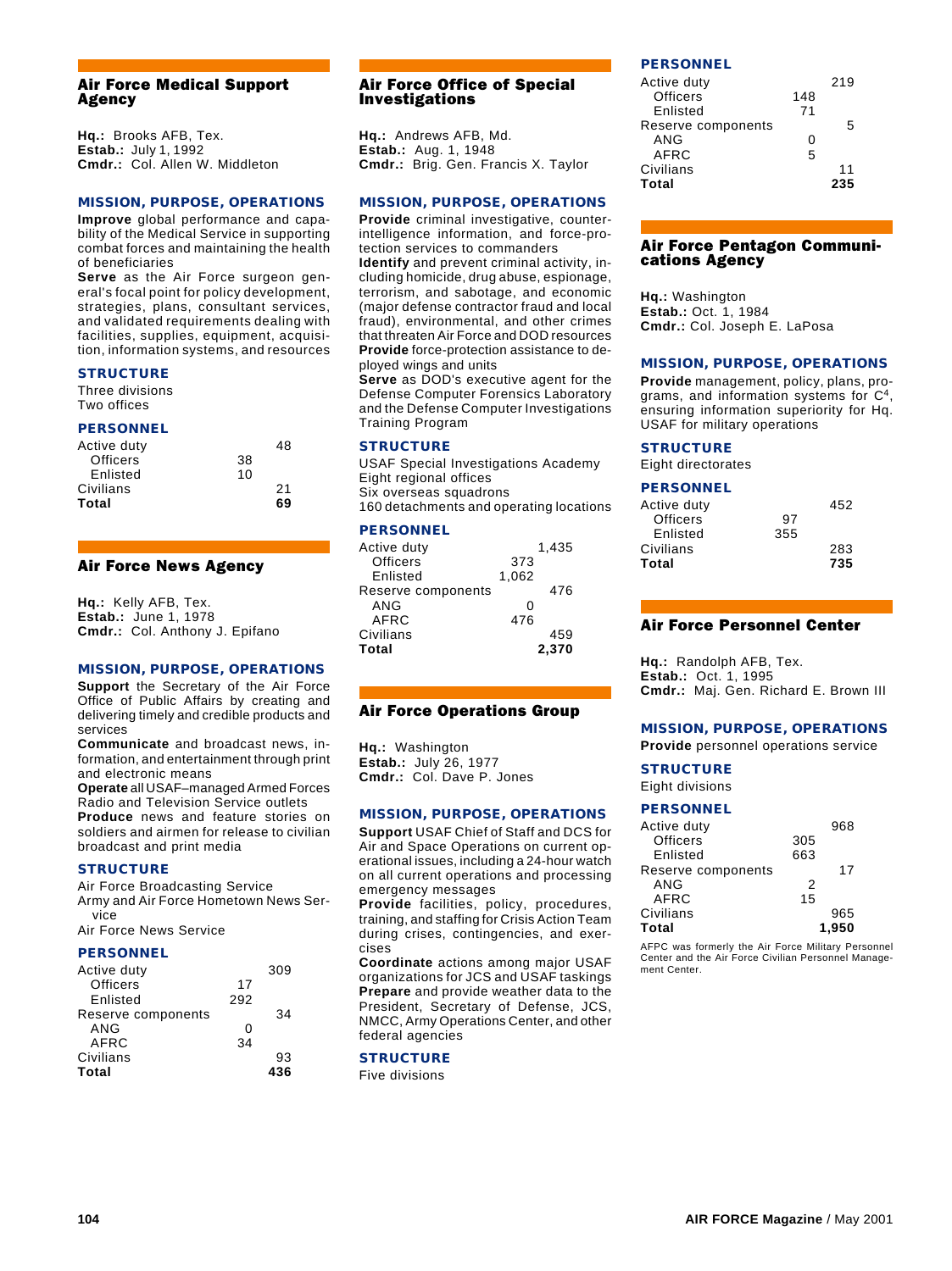## Air Force Medical Support Agency

**Hq.:** Brooks AFB, Tex.
**Estab.:** July 1, 1992
**Cmdr.:** Col. Allen W. Middleton

### MISSION, PURPOSE, OPERATIONS

**Improve** global performance and capability of the Medical Service in supporting combat forces and maintaining the health of beneficiaries

**Serve** as the Air Force surgeon general's focal point for policy development, strategies, plans, consultant services, and validated requirements dealing with facilities, supplies, equipment, acquisition, information systems, and resources

### STRUCTURE

Three divisions
Two offices

### PERSONNEL

| | | |
|---|---|---|
| Active duty | | 48 |
| Officers | 38 | |
| Enlisted | 10 | |
| Civilians | | 21 |
| **Total** | | **69** |

## Air Force News Agency

**Hq.:** Kelly AFB, Tex.
**Estab.:** June 1, 1978
**Cmdr.:** Col. Anthony J. Epifano

### MISSION, PURPOSE, OPERATIONS

**Support** the Secretary of the Air Force Office of Public Affairs by creating and delivering timely and credible products and services

**Communicate** and broadcast news, information, and entertainment through print and electronic means

**Operate** all USAF–managed Armed Forces Radio and Television Service outlets

**Produce** news and feature stories on soldiers and airmen for release to civilian broadcast and print media

### STRUCTURE

Air Force Broadcasting Service
Army and Air Force Hometown News Service
Air Force News Service

### PERSONNEL

| | | |
|---|---|---|
| Active duty | | 309 |
| Officers | 17 | |
| Enlisted | 292 | |
| Reserve components | | 34 |
| ANG | 0 | |
| AFRC | 34 | |
| Civilians | | 93 |
| **Total** | | **436** |

## Air Force Office of Special Investigations

**Hq.:** Andrews AFB, Md.
**Estab.:** Aug. 1, 1948
**Cmdr.:** Brig. Gen. Francis X. Taylor

### MISSION, PURPOSE, OPERATIONS

**Provide** criminal investigative, counterintelligence information, and force-protection services to commanders

**Identify** and prevent criminal activity, including homicide, drug abuse, espionage, terrorism, and sabotage, and economic (major defense contractor fraud and local fraud), environmental, and other crimes that threaten Air Force and DOD resources

**Provide** force-protection assistance to deployed wings and units

**Serve** as DOD's executive agent for the Defense Computer Forensics Laboratory and the Defense Computer Investigations Training Program

### STRUCTURE

USAF Special Investigations Academy
Eight regional offices
Six overseas squadrons
160 detachments and operating locations

### PERSONNEL

| | | |
|---|---|---|
| Active duty | | 1,435 |
| Officers | 373 | |
| Enlisted | 1,062 | |
| Reserve components | | 476 |
| ANG | 0 | |
| AFRC | 476 | |
| Civilians | | 459 |
| **Total** | | **2,370** |

## Air Force Operations Group

**Hq.:** Washington
**Estab.:** July 26, 1977
**Cmdr.:** Col. Dave P. Jones

### MISSION, PURPOSE, OPERATIONS

**Support** USAF Chief of Staff and DCS for Air and Space Operations on current operational issues, including a 24-hour watch on all current operations and processing emergency messages

**Provide** facilities, policy, procedures, training, and staffing for Crisis Action Team during crises, contingencies, and exercises

**Coordinate** actions among major USAF organizations for JCS and USAF taskings

**Prepare** and provide weather data to the President, Secretary of Defense, JCS, NMCC, Army Operations Center, and other federal agencies

### STRUCTURE

Five divisions

### PERSONNEL

| | | |
|---|---|---|
| Active duty | | 219 |
| Officers | 148 | |
| Enlisted | 71 | |
| Reserve components | | 5 |
| ANG | 0 | |
| AFRC | 5 | |
| Civilians | | 11 |
| **Total** | | **235** |

## Air Force Pentagon Communications Agency

**Hq.:** Washington
**Estab.:** Oct. 1, 1984
**Cmdr.:** Col. Joseph E. LaPosa

### MISSION, PURPOSE, OPERATIONS

**Provide** management, policy, plans, programs, and information systems for $C^4$, ensuring information superiority for Hq. USAF for military operations

### STRUCTURE

Eight directorates

### PERSONNEL

| | | |
|---|---|---|
| Active duty | | 452 |
| Officers | 97 | |
| Enlisted | 355 | |
| Civilians | | 283 |
| **Total** | | **735** |

## Air Force Personnel Center

**Hq.:** Randolph AFB, Tex.
**Estab.:** Oct. 1, 1995
**Cmdr.:** Maj. Gen. Richard E. Brown III

### MISSION, PURPOSE, OPERATIONS

**Provide** personnel operations service

### STRUCTURE

Eight divisions

### PERSONNEL

| | | |
|---|---|---|
| Active duty | | 968 |
| Officers | 305 | |
| Enlisted | 663 | |
| Reserve components | | 17 |
| ANG | 2 | |
| AFRC | 15 | |
| Civilians | | 965 |
| **Total** | | **1,950** |

AFPC was formerly the Air Force Military Personnel Center and the Air Force Civilian Personnel Management Center.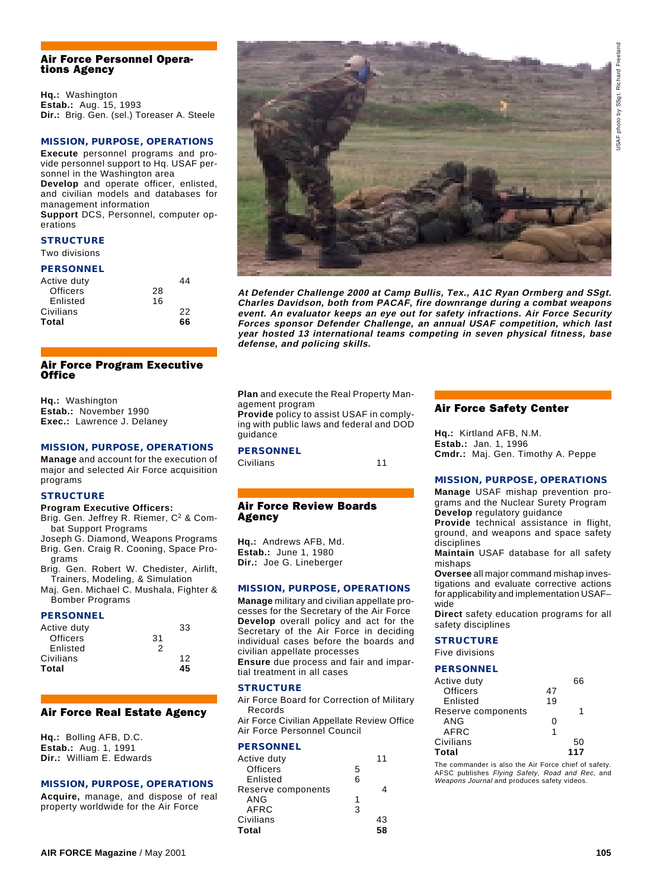## Air Force Personnel Operations Agency

**Hq.:** Washington
**Estab.:** Aug. 15, 1993
**Dir.:** Brig. Gen. (sel.) Toreaser A. Steele

### MISSION, PURPOSE, OPERATIONS

**Execute** personnel programs and provide personnel support to Hq. USAF personnel in the Washington area
**Develop** and operate officer, enlisted, and civilian models and databases for management information
**Support** DCS, Personnel, computer operations

### STRUCTURE

Two divisions

### PERSONNEL

| | | |
|---|---|---|
| Active duty | | 44 |
| Officers | 28 | |
| Enlisted | 16 | |
| Civilians | | 22 |
| **Total** | | **66** |

At Defender Challenge 2000 at Camp Bullis, Tex., A1C Ryan Ormberg and SSgt. Charles Davidson, both from PACAF, fire downrange during a combat weapons event. An evaluator keeps an eye out for safety infractions. Air Force Security Forces sponsor Defender Challenge, an annual USAF competition, which last year hosted 13 international teams competing in seven physical fitness, base defense, and policing skills.

USAF photo by SSgt. Richard Freeland

## Air Force Program Executive Office

**Hq.:** Washington
**Estab.:** November 1990
**Exec.:** Lawrence J. Delaney

### MISSION, PURPOSE, OPERATIONS

**Manage** and account for the execution of major and selected Air Force acquisition programs

### STRUCTURE

**Program Executive Officers:**
Brig. Gen. Jeffrey R. Riemer, $C^2$ & Combat Support Programs
Joseph G. Diamond, Weapons Programs
Brig. Gen. Craig R. Cooning, Space Programs
Brig. Gen. Robert W. Chedister, Airlift, Trainers, Modeling, & Simulation
Maj. Gen. Michael C. Mushala, Fighter & Bomber Programs

### PERSONNEL

| | | |
|---|---|---|
| Active duty | | 33 |
| Officers | 31 | |
| Enlisted | 2 | |
| Civilians | | 12 |
| **Total** | | **45** |

## Air Force Real Estate Agency

**Hq.:** Bolling AFB, D.C.
**Estab.:** Aug. 1, 1991
**Dir.:** William E. Edwards

### MISSION, PURPOSE, OPERATIONS

**Acquire,** manage, and dispose of real property worldwide for the Air Force
**Plan** and execute the Real Property Management program
**Provide** policy to assist USAF in complying with public laws and federal and DOD guidance

### PERSONNEL

| | |
|---|---|
| Civilians | 11 |

## Air Force Review Boards Agency

**Hq.:** Andrews AFB, Md.
**Estab.:** June 1, 1980
**Dir.:** Joe G. Lineberger

### MISSION, PURPOSE, OPERATIONS

**Manage** military and civilian appellate processes for the Secretary of the Air Force
**Develop** overall policy and act for the Secretary of the Air Force in deciding individual cases before the boards and civilian appellate processes
**Ensure** due process and fair and impartial treatment in all cases

### STRUCTURE

Air Force Board for Correction of Military Records
Air Force Civilian Appellate Review Office
Air Force Personnel Council

### PERSONNEL

| | | |
|---|---|---|
| Active duty | | 11 |
| Officers | 5 | |
| Enlisted | 6 | |
| Reserve components | | 4 |
| ANG | 1 | |
| AFRC | 3 | |
| Civilians | | 43 |
| **Total** | | **58** |

## Air Force Safety Center

**Hq.:** Kirtland AFB, N.M.
**Estab.:** Jan. 1, 1996
**Cmdr.:** Maj. Gen. Timothy A. Peppe

### MISSION, PURPOSE, OPERATIONS

**Manage** USAF mishap prevention programs and the Nuclear Surety Program
**Develop** regulatory guidance
**Provide** technical assistance in flight, ground, and weapons and space safety disciplines
**Maintain** USAF database for all safety mishaps
**Oversee** all major command mishap investigations and evaluate corrective actions for applicability and implementation USAF–wide
**Direct** safety education programs for all safety disciplines

### STRUCTURE

Five divisions

### PERSONNEL

| | | |
|---|---|---|
| Active duty | | 66 |
| Officers | 47 | |
| Enlisted | 19 | |
| Reserve components | | 1 |
| ANG | 0 | |
| AFRC | 1 | |
| Civilians | | 50 |
| **Total** | | **117** |

The commander is also the Air Force chief of safety. AFSC publishes *Flying Safety*, *Road and Rec,* and *Weapons Journal* and produces safety videos.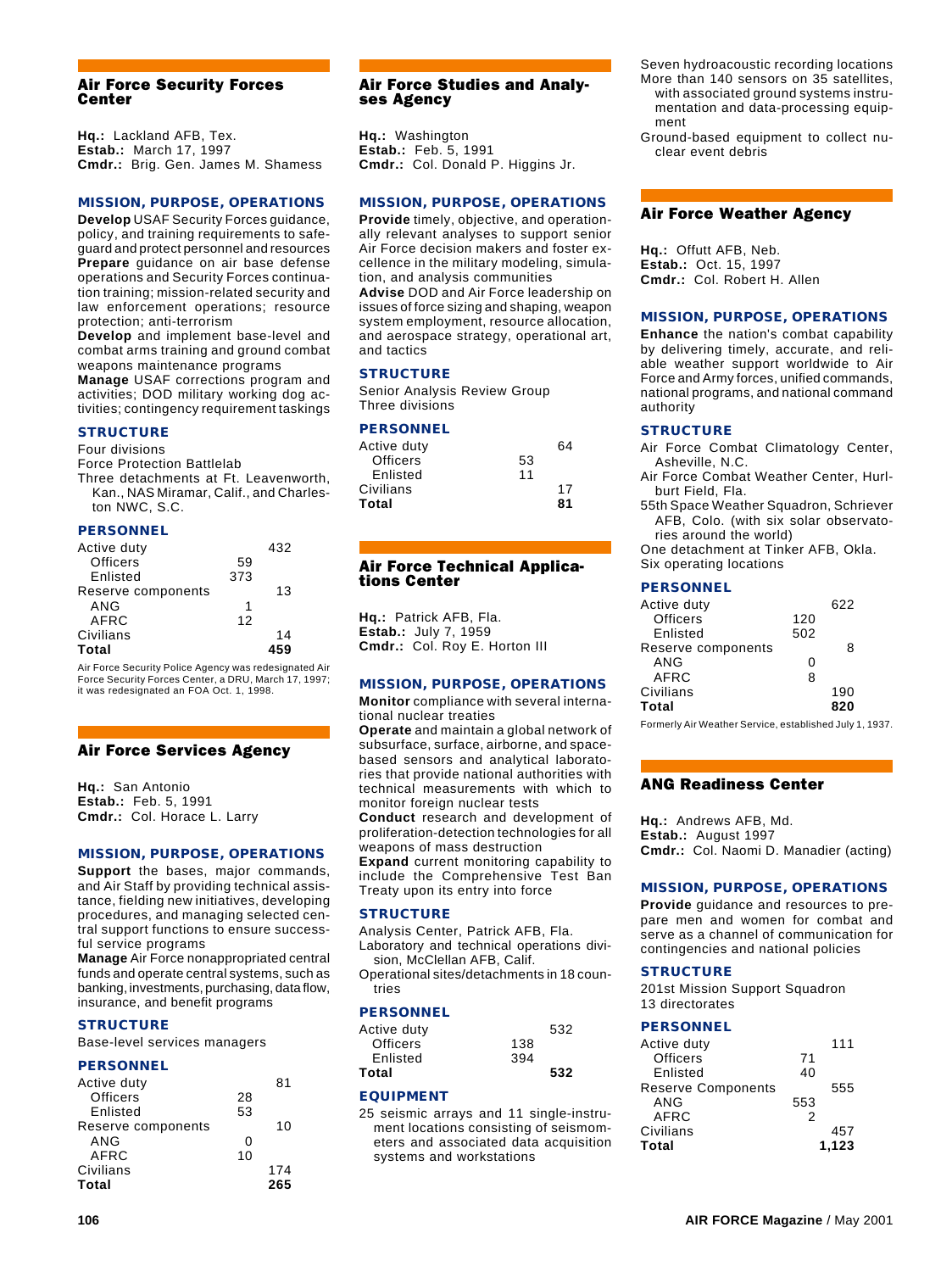## Air Force Security Forces Center

**Hq.:** Lackland AFB, Tex.
**Estab.:** March 17, 1997
**Cmdr.:** Brig. Gen. James M. Shamess

### MISSION, PURPOSE, OPERATIONS

**Develop** USAF Security Forces guidance, policy, and training requirements to safeguard and protect personnel and resources

**Prepare** guidance on air base defense operations and Security Forces continuation training; mission-related security and law enforcement operations; resource protection; anti-terrorism

**Develop** and implement base-level and combat arms training and ground combat weapons maintenance programs

**Manage** USAF corrections program and activities; DOD military working dog activities; contingency requirement taskings

### STRUCTURE

Four divisions
Force Protection Battlelab
Three detachments at Ft. Leavenworth, Kan., NAS Miramar, Calif., and Charleston NWC, S.C.

### PERSONNEL

| | | |
|---|---|---|
| Active duty | | 432 |
| Officers | 59 | |
| Enlisted | 373 | |
| Reserve components | | 13 |
| ANG | 1 | |
| AFRC | 12 | |
| Civilians | | 14 |
| **Total** | | **459** |

Air Force Security Police Agency was redesignated Air Force Security Forces Center, a DRU, March 17, 1997; it was redesignated an FOA Oct. 1, 1998.

## Air Force Services Agency

**Hq.:** San Antonio
**Estab.:** Feb. 5, 1991
**Cmdr.:** Col. Horace L. Larry

### MISSION, PURPOSE, OPERATIONS

**Support** the bases, major commands, and Air Staff by providing technical assistance, fielding new initiatives, developing procedures, and managing selected central support functions to ensure successful service programs

**Manage** Air Force nonappropriated central funds and operate central systems, such as banking, investments, purchasing, data flow, insurance, and benefit programs

### STRUCTURE

Base-level services managers

### PERSONNEL

| | | |
|---|---|---|
| Active duty | | 81 |
| Officers | 28 | |
| Enlisted | 53 | |
| Reserve components | | 10 |
| ANG | 0 | |
| AFRC | 10 | |
| Civilians | | 174 |
| **Total** | | **265** |

## Air Force Studies and Analyses Agency

**Hq.:** Washington
**Estab.:** Feb. 5, 1991
**Cmdr.:** Col. Donald P. Higgins Jr.

### MISSION, PURPOSE, OPERATIONS

**Provide** timely, objective, and operationally relevant analyses to support senior Air Force decision makers and foster excellence in the military modeling, simulation, and analysis communities

**Advise** DOD and Air Force leadership on issues of force sizing and shaping, weapon system employment, resource allocation, and aerospace strategy, operational art, and tactics

### STRUCTURE

Senior Analysis Review Group
Three divisions

### PERSONNEL

| | | |
|---|---|---|
| Active duty | | 64 |
| Officers | 53 | |
| Enlisted | 11 | |
| Civilians | | 17 |
| **Total** | | **81** |

## Air Force Technical Applications Center

**Hq.:** Patrick AFB, Fla.
**Estab.:** July 7, 1959
**Cmdr.:** Col. Roy E. Horton III

### MISSION, PURPOSE, OPERATIONS

**Monitor** compliance with several international nuclear treaties

**Operate** and maintain a global network of subsurface, surface, airborne, and space-based sensors and analytical laboratories that provide national authorities with technical measurements with which to monitor foreign nuclear tests

**Conduct** research and development of proliferation-detection technologies for all weapons of mass destruction

**Expand** current monitoring capability to include the Comprehensive Test Ban Treaty upon its entry into force

### STRUCTURE

Analysis Center, Patrick AFB, Fla.
Laboratory and technical operations division, McClellan AFB, Calif.
Operational sites/detachments in 18 countries

### PERSONNEL

| | | |
|---|---|---|
| Active duty | | 532 |
| Officers | 138 | |
| Enlisted | 394 | |
| **Total** | | **532** |

### EQUIPMENT

25 seismic arrays and 11 single-instrument locations consisting of seismometers and associated data acquisition systems and workstations
Seven hydroacoustic recording locations
More than 140 sensors on 35 satellites, with associated ground systems instrumentation and data-processing equipment
Ground-based equipment to collect nuclear event debris

## Air Force Weather Agency

**Hq.:** Offutt AFB, Neb.
**Estab.:** Oct. 15, 1997
**Cmdr.:** Col. Robert H. Allen

### MISSION, PURPOSE, OPERATIONS

**Enhance** the nation's combat capability by delivering timely, accurate, and reliable weather support worldwide to Air Force and Army forces, unified commands, national programs, and national command authority

### STRUCTURE

Air Force Combat Climatology Center, Asheville, N.C.
Air Force Combat Weather Center, Hurlburt Field, Fla.
55th Space Weather Squadron, Schriever AFB, Colo. (with six solar observatories around the world)
One detachment at Tinker AFB, Okla.
Six operating locations

### PERSONNEL

| | | |
|---|---|---|
| Active duty | | 622 |
| Officers | 120 | |
| Enlisted | 502 | |
| Reserve components | | 8 |
| ANG | 0 | |
| AFRC | 8 | |
| Civilians | | 190 |
| **Total** | | **820** |

Formerly Air Weather Service, established July 1, 1937.

## ANG Readiness Center

**Hq.:** Andrews AFB, Md.
**Estab.:** August 1997
**Cmdr.:** Col. Naomi D. Manadier (acting)

### MISSION, PURPOSE, OPERATIONS

**Provide** guidance and resources to prepare men and women for combat and serve as a channel of communication for contingencies and national policies

### STRUCTURE

201st Mission Support Squadron
13 directorates

### PERSONNEL

| | | |
|---|---|---|
| Active duty | | 111 |
| Officers | 71 | |
| Enlisted | 40 | |
| Reserve Components | | 555 |
| ANG | 553 | |
| AFRC | 2 | |
| Civilians | | 457 |
| **Total** | | **1,123** |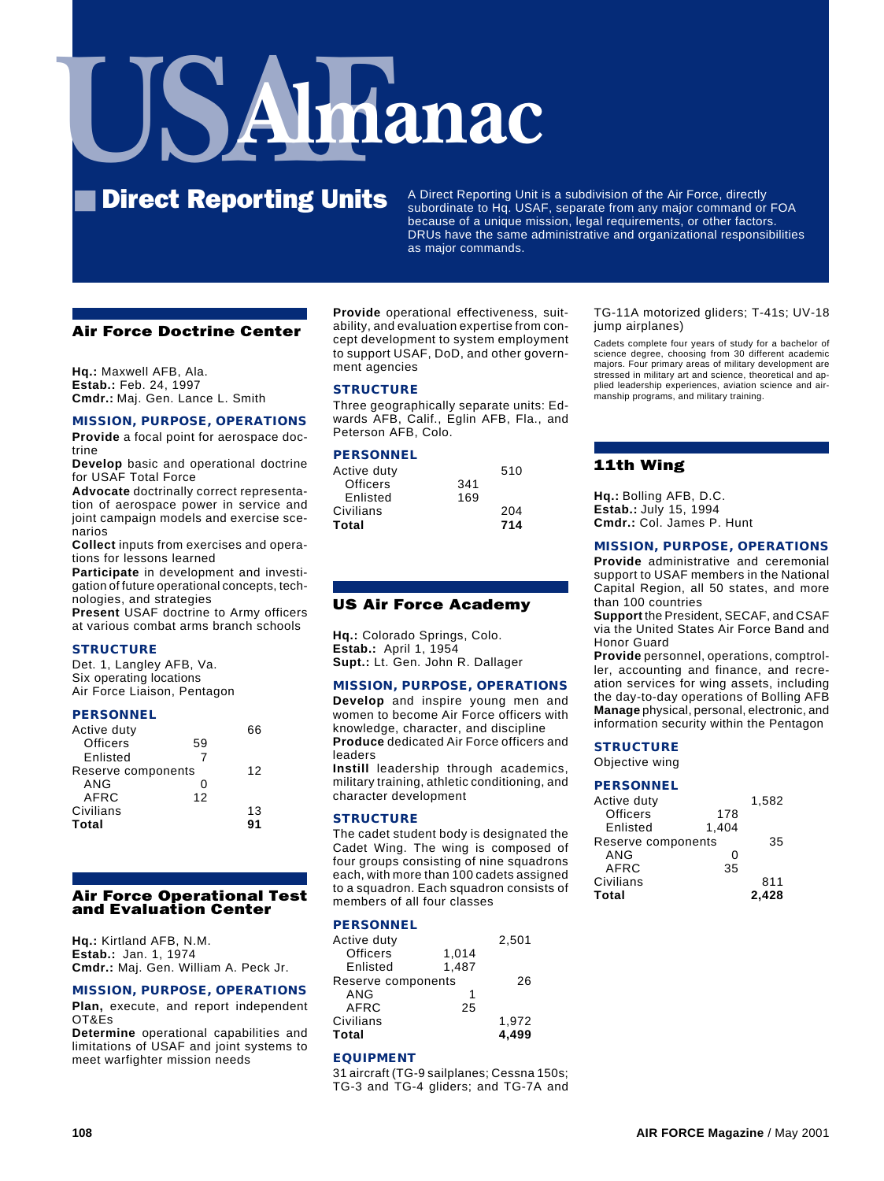# USAF Almanac

## Direct Reporting Units

A Direct Reporting Unit is a subdivision of the Air Force, directly subordinate to Hq. USAF, separate from any major command or FOA because of a unique mission, legal requirements, or other factors. DRUs have the same administrative and organizational responsibilities as major commands.

### Air Force Doctrine Center

**Hq.:** Maxwell AFB, Ala.
**Estab.:** Feb. 24, 1997
**Cmdr.:** Maj. Gen. Lance L. Smith

#### MISSION, PURPOSE, OPERATIONS

**Provide** a focal point for aerospace doctrine
**Develop** basic and operational doctrine for USAF Total Force
**Advocate** doctrinally correct representation of aerospace power in service and joint campaign models and exercise scenarios
**Collect** inputs from exercises and operations for lessons learned
**Participate** in development and investigation of future operational concepts, technologies, and strategies
**Present** USAF doctrine to Army officers at various combat arms branch schools

#### STRUCTURE

Det. 1, Langley AFB, Va.
Six operating locations
Air Force Liaison, Pentagon

#### PERSONNEL

| | | |
|---|---|---|
| Active duty | | 66 |
| Officers | 59 | |
| Enlisted | 7 | |
| Reserve components | | 12 |
| ANG | 0 | |
| AFRC | 12 | |
| Civilians | | 13 |
| **Total** | | **91** |

### Air Force Operational Test and Evaluation Center

**Hq.:** Kirtland AFB, N.M.
**Estab.:** Jan. 1, 1974
**Cmdr.:** Maj. Gen. William A. Peck Jr.

#### MISSION, PURPOSE, OPERATIONS

**Plan,** execute, and report independent OT&Es
**Determine** operational capabilities and limitations of USAF and joint systems to meet warfighter mission needs
**Provide** operational effectiveness, suitability, and evaluation expertise from concept development to system employment to support USAF, DoD, and other government agencies

#### STRUCTURE

Three geographically separate units: Edwards AFB, Calif., Eglin AFB, Fla., and Peterson AFB, Colo.

#### PERSONNEL

| | | |
|---|---|---|
| Active duty | | 510 |
| Officers | 341 | |
| Enlisted | 169 | |
| Civilians | | 204 |
| **Total** | | **714** |

### US Air Force Academy

**Hq.:** Colorado Springs, Colo.
**Estab.:** April 1, 1954
**Supt.:** Lt. Gen. John R. Dallager

#### MISSION, PURPOSE, OPERATIONS

**Develop** and inspire young men and women to become Air Force officers with knowledge, character, and discipline
**Produce** dedicated Air Force officers and leaders
**Instill** leadership through academics, military training, athletic conditioning, and character development

#### STRUCTURE

The cadet student body is designated the Cadet Wing. The wing is composed of four groups consisting of nine squadrons each, with more than 100 cadets assigned to a squadron. Each squadron consists of members of all four classes

#### PERSONNEL

| | | |
|---|---|---|
| Active duty | | 2,501 |
| Officers | 1,014 | |
| Enlisted | 1,487 | |
| Reserve components | | 26 |
| ANG | 1 | |
| AFRC | 25 | |
| Civilians | | 1,972 |
| **Total** | | **4,499** |

#### EQUIPMENT

31 aircraft (TG-9 sailplanes; Cessna 150s; TG-3 and TG-4 gliders; and TG-7A and TG-11A motorized gliders; T-41s; UV-18 jump airplanes)

Cadets complete four years of study for a bachelor of science degree, choosing from 30 different academic majors. Four primary areas of military development are stressed in military art and science, theoretical and applied leadership experiences, aviation science and airmanship programs, and military training.

### 11th Wing

**Hq.:** Bolling AFB, D.C.
**Estab.:** July 15, 1994
**Cmdr.:** Col. James P. Hunt

#### MISSION, PURPOSE, OPERATIONS

**Provide** administrative and ceremonial support to USAF members in the National Capital Region, all 50 states, and more than 100 countries
**Support** the President, SECAF, and CSAF via the United States Air Force Band and Honor Guard
**Provide** personnel, operations, comptroller, accounting and finance, and recreation services for wing assets, including the day-to-day operations of Bolling AFB
**Manage** physical, personal, electronic, and information security within the Pentagon

#### STRUCTURE

Objective wing

#### PERSONNEL

| | | |
|---|---|---|
| Active duty | | 1,582 |
| Officers | 178 | |
| Enlisted | 1,404 | |
| Reserve components | | 35 |
| ANG | 0 | |
| AFRC | 35 | |
| Civilians | | 811 |
| **Total** | | **2,428** |